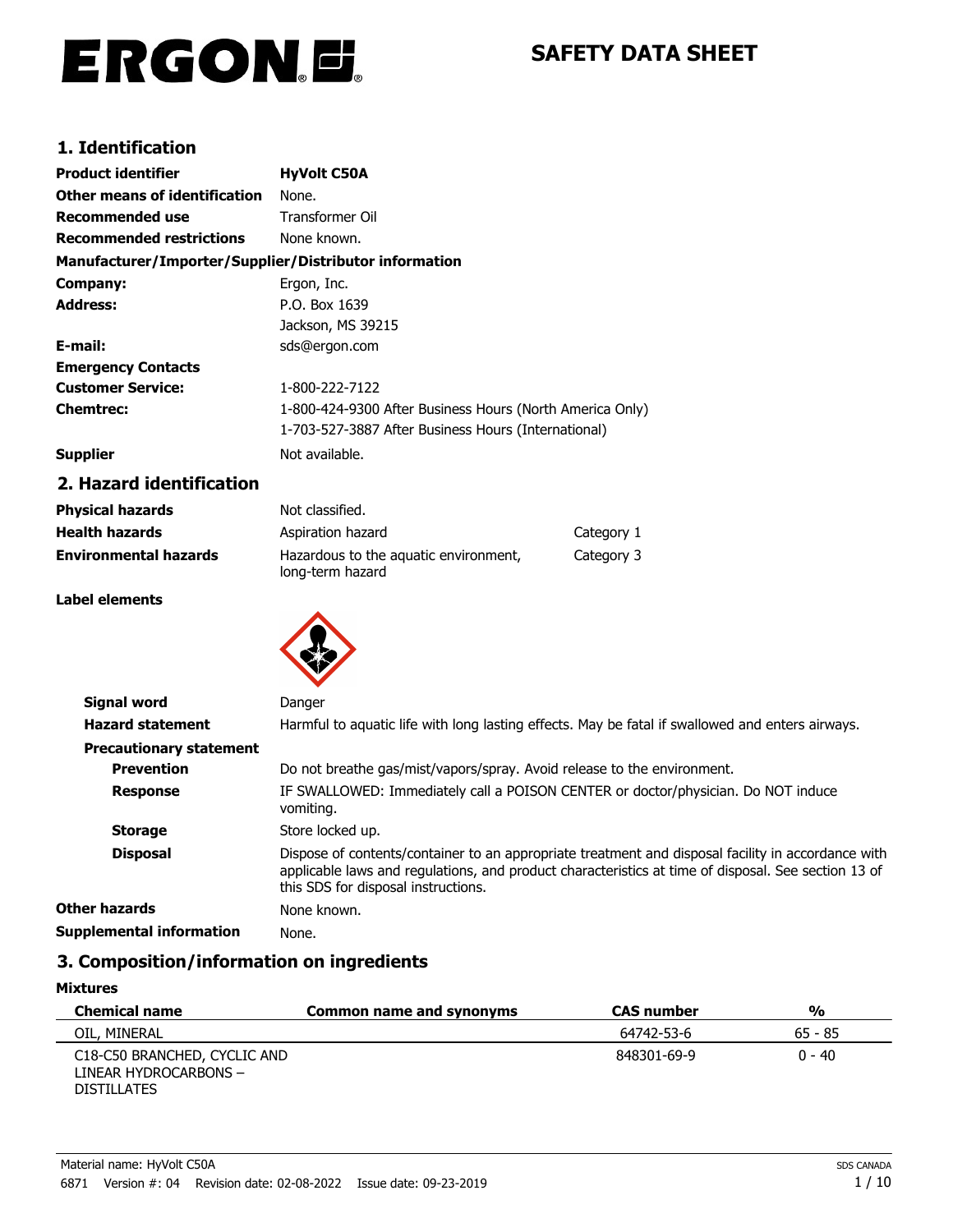ERGON

# SAFETY DATA SHEET

## 1. Identification

| | |
|---|---|
| **Product identifier** | **HyVolt C50A** |
| **Other means of identification** | None. |
| **Recommended use** | Transformer Oil |
| **Recommended restrictions** | None known. |

**Manufacturer/Importer/Supplier/Distributor information**

| | |
|---|---|
| **Company:** | Ergon, Inc. |
| **Address:** | P.O. Box 1639<br>Jackson, MS 39215 |
| **E-mail:** | sds@ergon.com |
| **Emergency Contacts** | |
| **Customer Service:** | 1-800-222-7122 |
| **Chemtrec:** | 1-800-424-9300 After Business Hours (North America Only)<br>1-703-527-3887 After Business Hours (International) |
| **Supplier** | Not available. |

## 2. Hazard identification

| | | |
|---|---|---|
| **Physical hazards** | Not classified. | |
| **Health hazards** | Aspiration hazard | Category 1 |
| **Environmental hazards** | Hazardous to the aquatic environment, long-term hazard | Category 3 |

**Label elements**

**Signal word** Danger

**Hazard statement** Harmful to aquatic life with long lasting effects. May be fatal if swallowed and enters airways.

**Precautionary statement**

**Prevention** Do not breathe gas/mist/vapors/spray. Avoid release to the environment.

**Response** IF SWALLOWED: Immediately call a POISON CENTER or doctor/physician. Do NOT induce vomiting.

**Storage** Store locked up.

**Disposal** Dispose of contents/container to an appropriate treatment and disposal facility in accordance with applicable laws and regulations, and product characteristics at time of disposal. See section 13 of this SDS for disposal instructions.

**Other hazards** None known.

**Supplemental information** None.

## 3. Composition/information on ingredients

**Mixtures**

| Chemical name | Common name and synonyms | CAS number | % |
|---|---|---|---|
| OIL, MINERAL | | 64742-53-6 | 65 - 85 |
| C18-C50 BRANCHED, CYCLIC AND LINEAR HYDROCARBONS – DISTILLATES | | 848301-69-9 | 0 - 40 |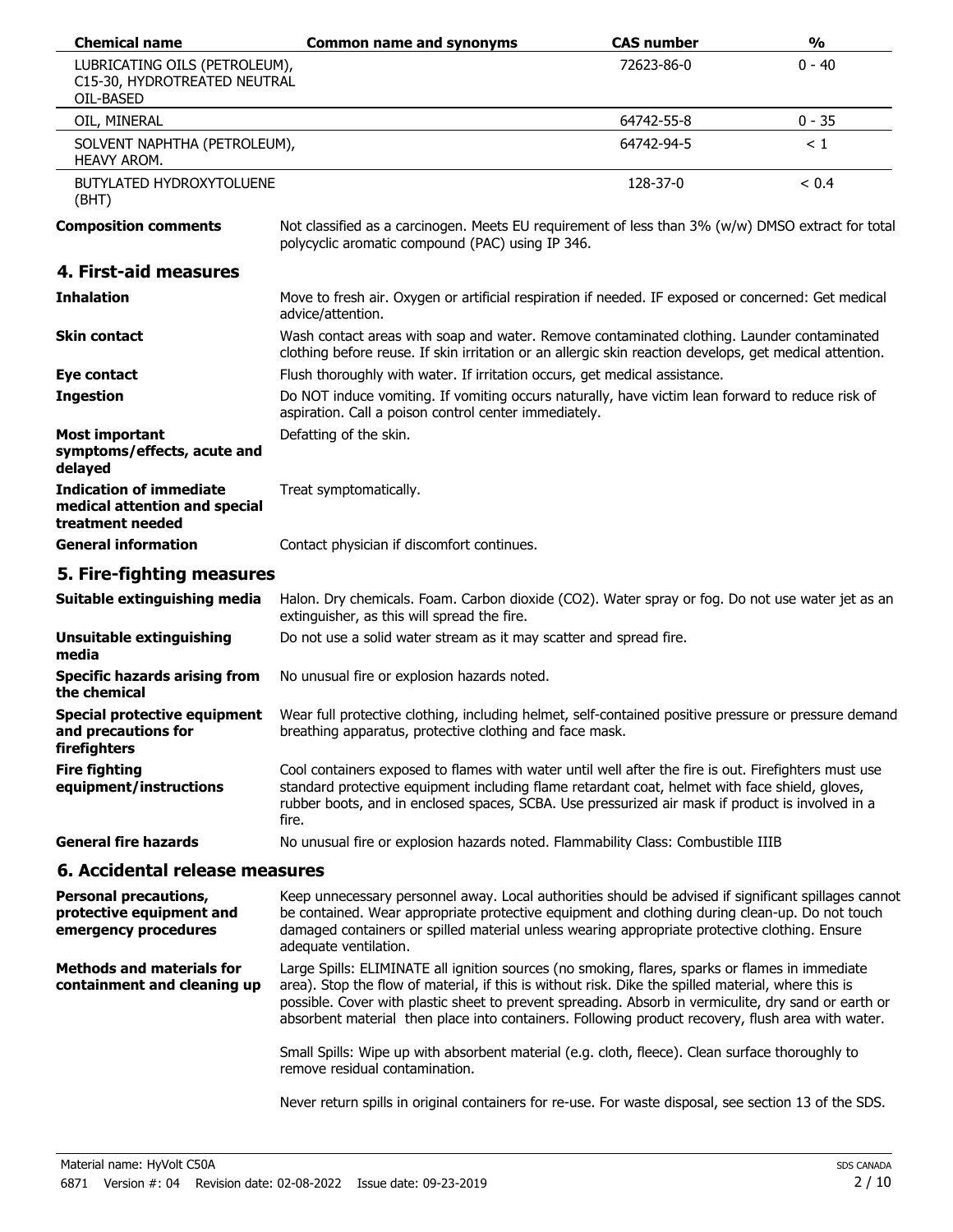| Chemical name | Common name and synonyms | CAS number | % |
|---|---|---|---|
| LUBRICATING OILS (PETROLEUM), C15-30, HYDROTREATED NEUTRAL OIL-BASED | | 72623-86-0 | 0 - 40 |
| OIL, MINERAL | | 64742-55-8 | 0 - 35 |
| SOLVENT NAPHTHA (PETROLEUM), HEAVY AROM. | | 64742-94-5 | < 1 |
| BUTYLATED HYDROXYTOLUENE (BHT) | | 128-37-0 | < 0.4 |

**Composition comments** Not classified as a carcinogen. Meets EU requirement of less than 3% (w/w) DMSO extract for total polycyclic aromatic compound (PAC) using IP 346.

## 4. First-aid measures

**Inhalation** Move to fresh air. Oxygen or artificial respiration if needed. IF exposed or concerned: Get medical advice/attention.

**Skin contact** Wash contact areas with soap and water. Remove contaminated clothing. Launder contaminated clothing before reuse. If skin irritation or an allergic skin reaction develops, get medical attention.

**Eye contact** Flush thoroughly with water. If irritation occurs, get medical assistance.

**Ingestion** Do NOT induce vomiting. If vomiting occurs naturally, have victim lean forward to reduce risk of aspiration. Call a poison control center immediately.

**Most important symptoms/effects, acute and delayed** Defatting of the skin.

**Indication of immediate medical attention and special treatment needed** Treat symptomatically.

**General information** Contact physician if discomfort continues.

## 5. Fire-fighting measures

**Suitable extinguishing media** Halon. Dry chemicals. Foam. Carbon dioxide ($CO_2$). Water spray or fog. Do not use water jet as an extinguisher, as this will spread the fire.

**Unsuitable extinguishing media** Do not use a solid water stream as it may scatter and spread fire.

**Specific hazards arising from the chemical** No unusual fire or explosion hazards noted.

**Special protective equipment and precautions for firefighters** Wear full protective clothing, including helmet, self-contained positive pressure or pressure demand breathing apparatus, protective clothing and face mask.

**Fire fighting equipment/instructions** Cool containers exposed to flames with water until well after the fire is out. Firefighters must use standard protective equipment including flame retardant coat, helmet with face shield, gloves, rubber boots, and in enclosed spaces, SCBA. Use pressurized air mask if product is involved in a fire.

**General fire hazards** No unusual fire or explosion hazards noted. Flammability Class: Combustible IIIB

## 6. Accidental release measures

**Personal precautions, protective equipment and emergency procedures** Keep unnecessary personnel away. Local authorities should be advised if significant spillages cannot be contained. Wear appropriate protective equipment and clothing during clean-up. Do not touch damaged containers or spilled material unless wearing appropriate protective clothing. Ensure adequate ventilation.

**Methods and materials for containment and cleaning up** Large Spills: ELIMINATE all ignition sources (no smoking, flares, sparks or flames in immediate area). Stop the flow of material, if this is without risk. Dike the spilled material, where this is possible. Cover with plastic sheet to prevent spreading. Absorb in vermiculite, dry sand or earth or absorbent material then place into containers. Following product recovery, flush area with water.

Small Spills: Wipe up with absorbent material (e.g. cloth, fleece). Clean surface thoroughly to remove residual contamination.

Never return spills in original containers for re-use. For waste disposal, see section 13 of the SDS.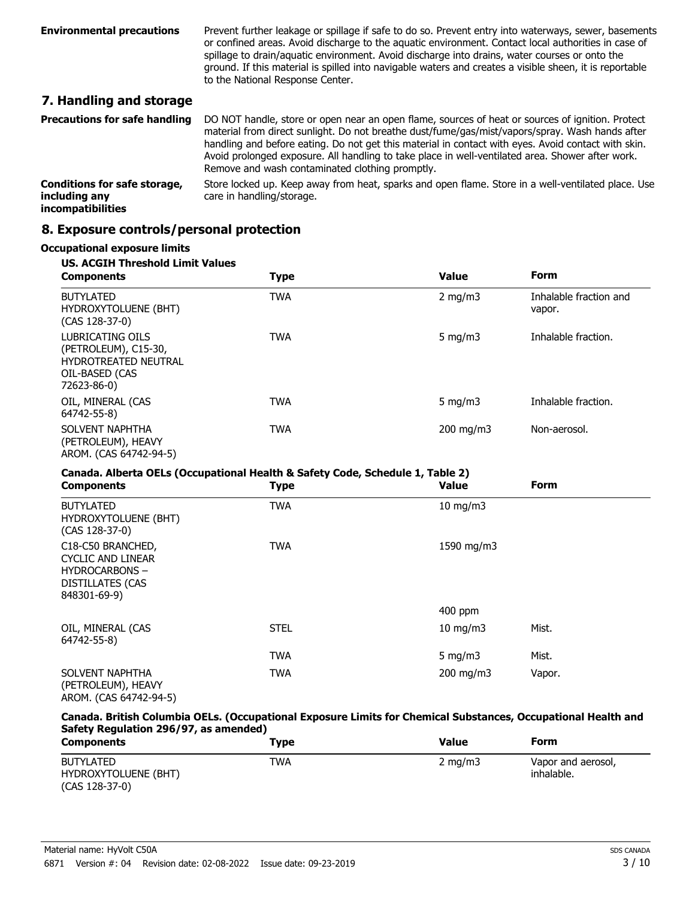**Environmental precautions** Prevent further leakage or spillage if safe to do so. Prevent entry into waterways, sewer, basements or confined areas. Avoid discharge to the aquatic environment. Contact local authorities in case of spillage to drain/aquatic environment. Avoid discharge into drains, water courses or onto the ground. If this material is spilled into navigable waters and creates a visible sheen, it is reportable to the National Response Center.

## 7. Handling and storage

**Precautions for safe handling** DO NOT handle, store or open near an open flame, sources of heat or sources of ignition. Protect material from direct sunlight. Do not breathe dust/fume/gas/mist/vapors/spray. Wash hands after handling and before eating. Do not get this material in contact with eyes. Avoid contact with skin. Avoid prolonged exposure. All handling to take place in well-ventilated area. Shower after work. Remove and wash contaminated clothing promptly.

**Conditions for safe storage, including any incompatibilities** Store locked up. Keep away from heat, sparks and open flame. Store in a well-ventilated place. Use care in handling/storage.

## 8. Exposure controls/personal protection

**Occupational exposure limits**

**US. ACGIH Threshold Limit Values**

| Components | Type | Value | Form |
|---|---|---|---|
| BUTYLATED HYDROXYTOLUENE (BHT) (CAS 128-37-0) | TWA | 2 mg/m3 | Inhalable fraction and vapor. |
| LUBRICATING OILS (PETROLEUM), C15-30, HYDROTREATED NEUTRAL OIL-BASED (CAS 72623-86-0) | TWA | 5 mg/m3 | Inhalable fraction. |
| OIL, MINERAL (CAS 64742-55-8) | TWA | 5 mg/m3 | Inhalable fraction. |
| SOLVENT NAPHTHA (PETROLEUM), HEAVY AROM. (CAS 64742-94-5) | TWA | 200 mg/m3 | Non-aerosol. |

**Canada. Alberta OELs (Occupational Health & Safety Code, Schedule 1, Table 2)**

| Components | Type | Value | Form |
|---|---|---|---|
| BUTYLATED HYDROXYTOLUENE (BHT) (CAS 128-37-0) | TWA | 10 mg/m3 | |
| C18-C50 BRANCHED, CYCLIC AND LINEAR HYDROCARBONS – DISTILLATES (CAS 848301-69-9) | TWA | 1590 mg/m3 | |
| | | 400 ppm | |
| OIL, MINERAL (CAS 64742-55-8) | STEL | 10 mg/m3 | Mist. |
| | TWA | 5 mg/m3 | Mist. |
| SOLVENT NAPHTHA (PETROLEUM), HEAVY AROM. (CAS 64742-94-5) | TWA | 200 mg/m3 | Vapor. |

**Canada. British Columbia OELs. (Occupational Exposure Limits for Chemical Substances, Occupational Health and Safety Regulation 296/97, as amended)**

| Components | Type | Value | Form |
|---|---|---|---|
| BUTYLATED HYDROXYTOLUENE (BHT) (CAS 128-37-0) | TWA | 2 mg/m3 | Vapor and aerosol, inhalable. |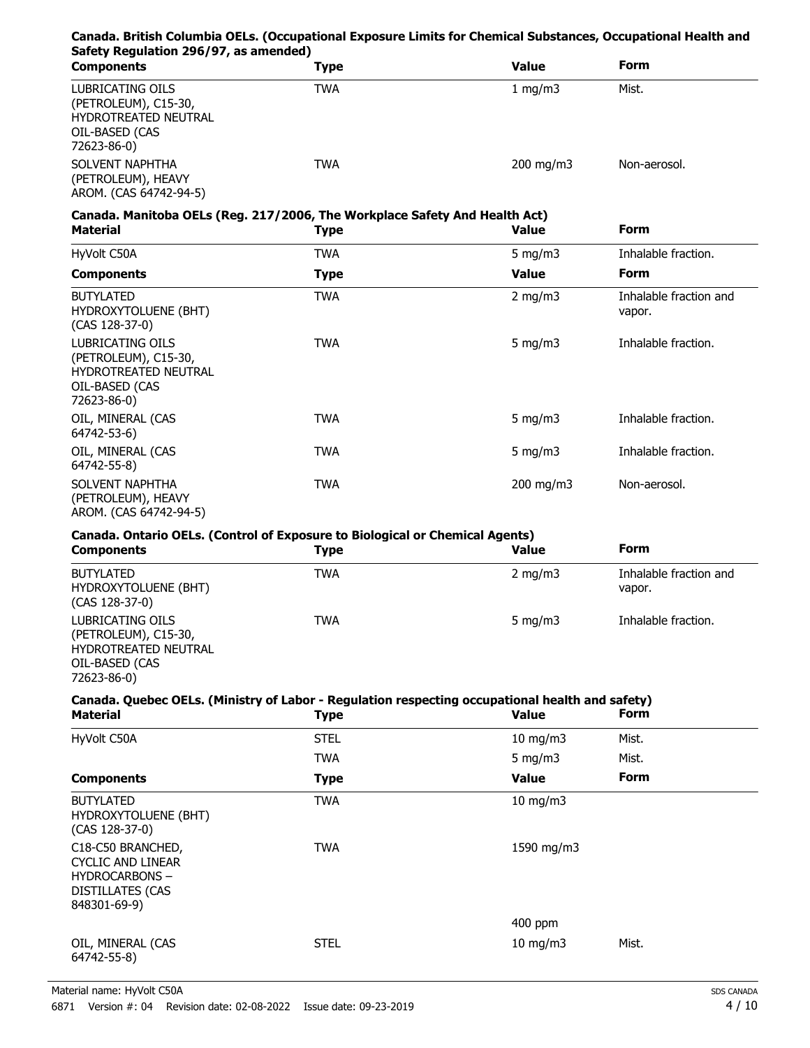**Canada. British Columbia OELs. (Occupational Exposure Limits for Chemical Substances, Occupational Health and Safety Regulation 296/97, as amended)**

| Components | Type | Value | Form |
|---|---|---|---|
| LUBRICATING OILS (PETROLEUM), C15-30, HYDROTREATED NEUTRAL OIL-BASED (CAS 72623-86-0) | TWA | 1 mg/m3 | Mist. |
| SOLVENT NAPHTHA (PETROLEUM), HEAVY AROM. (CAS 64742-94-5) | TWA | 200 mg/m3 | Non-aerosol. |

**Canada. Manitoba OELs (Reg. 217/2006, The Workplace Safety And Health Act)**

| Material | Type | Value | Form |
|---|---|---|---|
| HyVolt C50A | TWA | 5 mg/m3 | Inhalable fraction. |
| **Components** | **Type** | **Value** | **Form** |
| BUTYLATED HYDROXYTOLUENE (BHT) (CAS 128-37-0) | TWA | 2 mg/m3 | Inhalable fraction and vapor. |
| LUBRICATING OILS (PETROLEUM), C15-30, HYDROTREATED NEUTRAL OIL-BASED (CAS 72623-86-0) | TWA | 5 mg/m3 | Inhalable fraction. |
| OIL, MINERAL (CAS 64742-53-6) | TWA | 5 mg/m3 | Inhalable fraction. |
| OIL, MINERAL (CAS 64742-55-8) | TWA | 5 mg/m3 | Inhalable fraction. |
| SOLVENT NAPHTHA (PETROLEUM), HEAVY AROM. (CAS 64742-94-5) | TWA | 200 mg/m3 | Non-aerosol. |

**Canada. Ontario OELs. (Control of Exposure to Biological or Chemical Agents)**

| Components | Type | Value | Form |
|---|---|---|---|
| BUTYLATED HYDROXYTOLUENE (BHT) (CAS 128-37-0) | TWA | 2 mg/m3 | Inhalable fraction and vapor. |
| LUBRICATING OILS (PETROLEUM), C15-30, HYDROTREATED NEUTRAL OIL-BASED (CAS 72623-86-0) | TWA | 5 mg/m3 | Inhalable fraction. |

**Canada. Quebec OELs. (Ministry of Labor - Regulation respecting occupational health and safety)**

| Material | Type | Value | Form |
|---|---|---|---|
| HyVolt C50A | STEL | 10 mg/m3 | Mist. |
| | TWA | 5 mg/m3 | Mist. |
| **Components** | **Type** | **Value** | **Form** |
| BUTYLATED HYDROXYTOLUENE (BHT) (CAS 128-37-0) | TWA | 10 mg/m3 | |
| C18-C50 BRANCHED, CYCLIC AND LINEAR HYDROCARBONS – DISTILLATES (CAS 848301-69-9) | TWA | 1590 mg/m3 | |
| | | 400 ppm | |
| OIL, MINERAL (CAS 64742-55-8) | STEL | 10 mg/m3 | Mist. |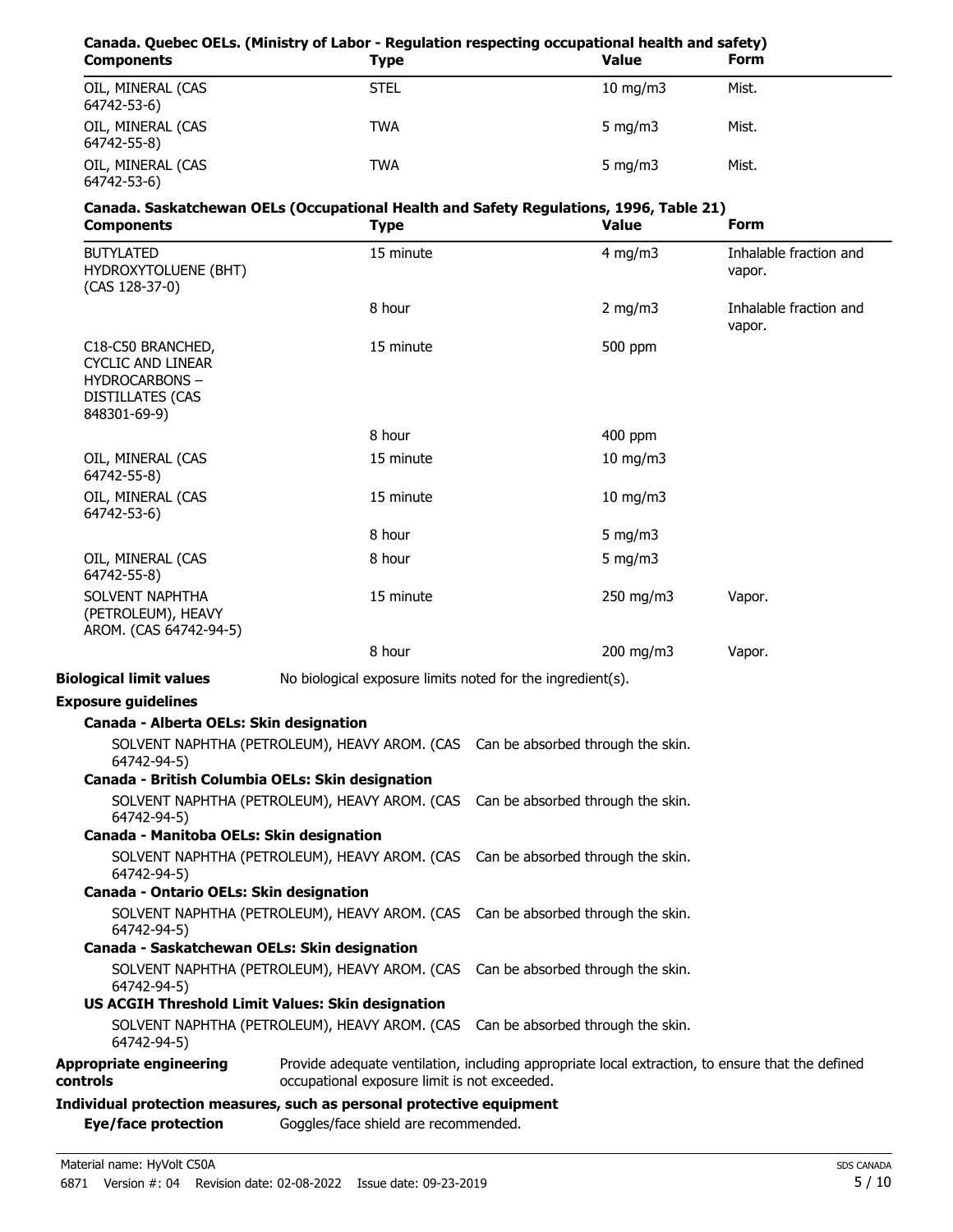**Canada. Quebec OELs. (Ministry of Labor - Regulation respecting occupational health and safety)**

| Components | Type | Value | Form |
|---|---|---|---|
| OIL, MINERAL (CAS 64742-53-6) | STEL | 10 mg/m3 | Mist. |
| OIL, MINERAL (CAS 64742-55-8) | TWA | 5 mg/m3 | Mist. |
| OIL, MINERAL (CAS 64742-53-6) | TWA | 5 mg/m3 | Mist. |

**Canada. Saskatchewan OELs (Occupational Health and Safety Regulations, 1996, Table 21)**

| Components | Type | Value | Form |
|---|---|---|---|
| BUTYLATED HYDROXYTOLUENE (BHT) (CAS 128-37-0) | 15 minute | 4 mg/m3 | Inhalable fraction and vapor. |
| | 8 hour | 2 mg/m3 | Inhalable fraction and vapor. |
| C18-C50 BRANCHED, CYCLIC AND LINEAR HYDROCARBONS – DISTILLATES (CAS 848301-69-9) | 15 minute | 500 ppm | |
| | 8 hour | 400 ppm | |
| OIL, MINERAL (CAS 64742-55-8) | 15 minute | 10 mg/m3 | |
| OIL, MINERAL (CAS 64742-53-6) | 15 minute | 10 mg/m3 | |
| | 8 hour | 5 mg/m3 | |
| OIL, MINERAL (CAS 64742-55-8) | 8 hour | 5 mg/m3 | |
| SOLVENT NAPHTHA (PETROLEUM), HEAVY AROM. (CAS 64742-94-5) | 15 minute | 250 mg/m3 | Vapor. |
| | 8 hour | 200 mg/m3 | Vapor. |

**Biological limit values** No biological exposure limits noted for the ingredient(s).

**Exposure guidelines**

**Canada - Alberta OELs: Skin designation**

SOLVENT NAPHTHA (PETROLEUM), HEAVY AROM. (CAS 64742-94-5) Can be absorbed through the skin.

**Canada - British Columbia OELs: Skin designation**

SOLVENT NAPHTHA (PETROLEUM), HEAVY AROM. (CAS 64742-94-5) Can be absorbed through the skin.

**Canada - Manitoba OELs: Skin designation**

SOLVENT NAPHTHA (PETROLEUM), HEAVY AROM. (CAS 64742-94-5) Can be absorbed through the skin.

**Canada - Ontario OELs: Skin designation**

SOLVENT NAPHTHA (PETROLEUM), HEAVY AROM. (CAS 64742-94-5) Can be absorbed through the skin.

**Canada - Saskatchewan OELs: Skin designation**

SOLVENT NAPHTHA (PETROLEUM), HEAVY AROM. (CAS 64742-94-5) Can be absorbed through the skin.

**US ACGIH Threshold Limit Values: Skin designation**

SOLVENT NAPHTHA (PETROLEUM), HEAVY AROM. (CAS 64742-94-5) Can be absorbed through the skin.

**Appropriate engineering controls** Provide adequate ventilation, including appropriate local extraction, to ensure that the defined occupational exposure limit is not exceeded.

**Individual protection measures, such as personal protective equipment**

**Eye/face protection** Goggles/face shield are recommended.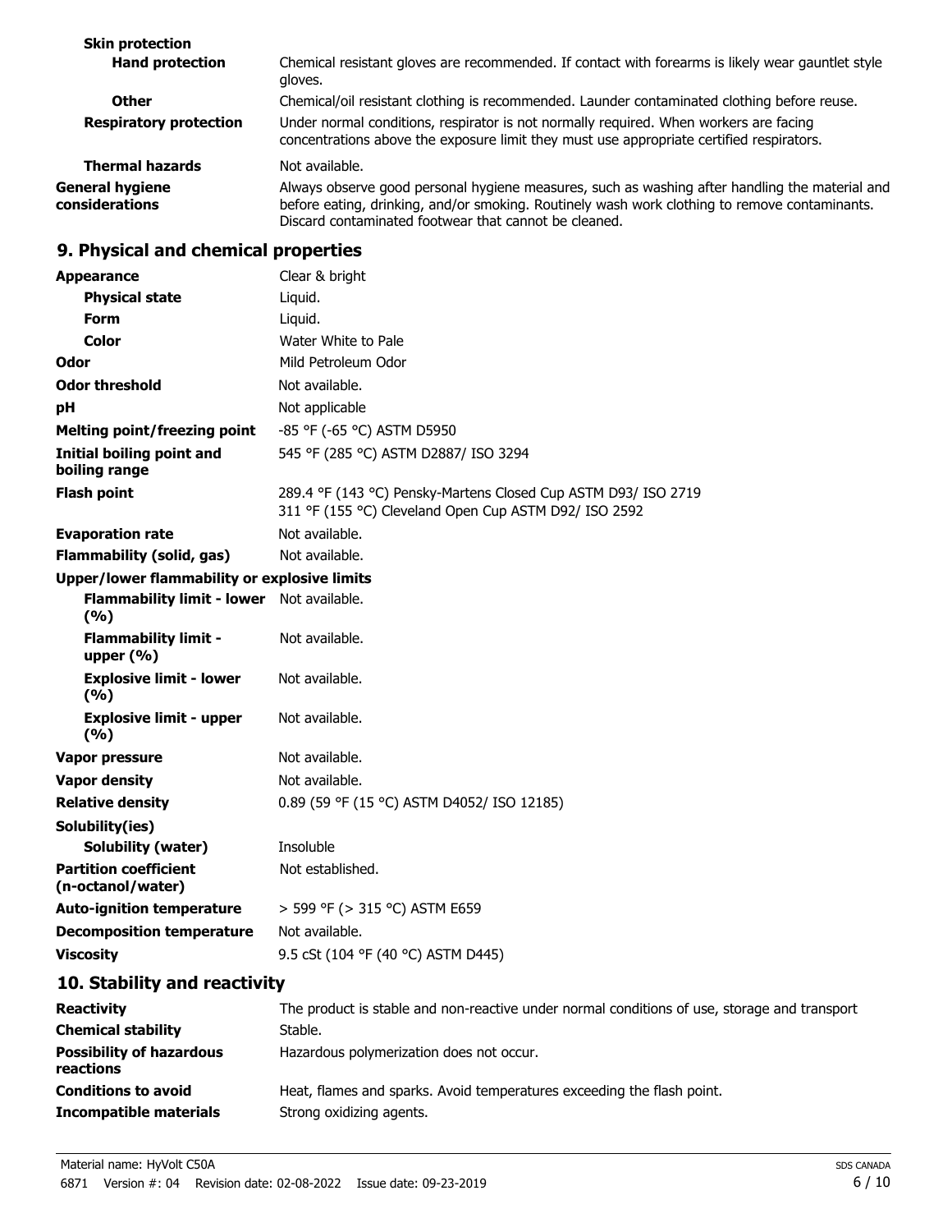| | |
|---|---|
| **Skin protection** | |
| **Hand protection** | Chemical resistant gloves are recommended. If contact with forearms is likely wear gauntlet style gloves. |
| **Other** | Chemical/oil resistant clothing is recommended. Launder contaminated clothing before reuse. |
| **Respiratory protection** | Under normal conditions, respirator is not normally required. When workers are facing concentrations above the exposure limit they must use appropriate certified respirators. |
| **Thermal hazards** | Not available. |
| **General hygiene considerations** | Always observe good personal hygiene measures, such as washing after handling the material and before eating, drinking, and/or smoking. Routinely wash work clothing to remove contaminants. Discard contaminated footwear that cannot be cleaned. |

## 9. Physical and chemical properties

| | |
|---|---|
| **Appearance** | Clear & bright |
| **Physical state** | Liquid. |
| **Form** | Liquid. |
| **Color** | Water White to Pale |
| **Odor** | Mild Petroleum Odor |
| **Odor threshold** | Not available. |
| **pH** | Not applicable |
| **Melting point/freezing point** | -85 °F (-65 °C) ASTM D5950 |
| **Initial boiling point and boiling range** | 545 °F (285 °C) ASTM D2887/ ISO 3294 |
| **Flash point** | 289.4 °F (143 °C) Pensky-Martens Closed Cup ASTM D93/ ISO 2719<br>311 °F (155 °C) Cleveland Open Cup ASTM D92/ ISO 2592 |
| **Evaporation rate** | Not available. |
| **Flammability (solid, gas)** | Not available. |
| **Upper/lower flammability or explosive limits** | |
| **Flammability limit - lower (%)** | Not available. |
| **Flammability limit - upper (%)** | Not available. |
| **Explosive limit - lower (%)** | Not available. |
| **Explosive limit - upper (%)** | Not available. |
| **Vapor pressure** | Not available. |
| **Vapor density** | Not available. |
| **Relative density** | 0.89 (59 °F (15 °C) ASTM D4052/ ISO 12185) |
| **Solubility(ies)** | |
| **Solubility (water)** | Insoluble |
| **Partition coefficient (n-octanol/water)** | Not established. |
| **Auto-ignition temperature** | > 599 °F (> 315 °C) ASTM E659 |
| **Decomposition temperature** | Not available. |
| **Viscosity** | 9.5 cSt (104 °F (40 °C) ASTM D445) |

## 10. Stability and reactivity

| | |
|---|---|
| **Reactivity** | The product is stable and non-reactive under normal conditions of use, storage and transport |
| **Chemical stability** | Stable. |
| **Possibility of hazardous reactions** | Hazardous polymerization does not occur. |
| **Conditions to avoid** | Heat, flames and sparks. Avoid temperatures exceeding the flash point. |
| **Incompatible materials** | Strong oxidizing agents. |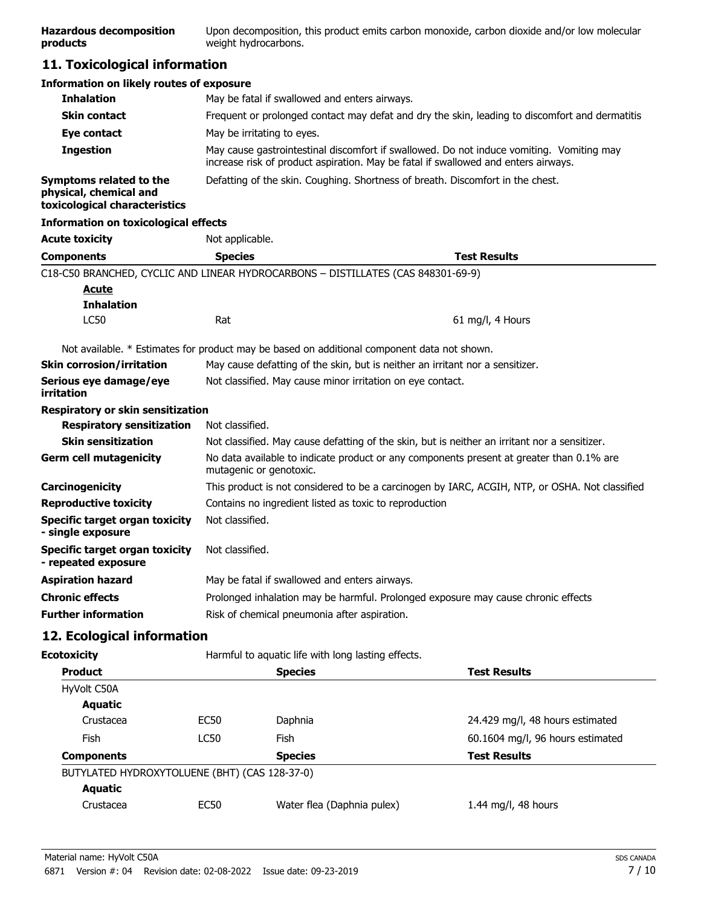**Hazardous decomposition products** Upon decomposition, this product emits carbon monoxide, carbon dioxide and/or low molecular weight hydrocarbons.

## 11. Toxicological information

**Information on likely routes of exposure**

**Inhalation** May be fatal if swallowed and enters airways.

**Skin contact** Frequent or prolonged contact may defat and dry the skin, leading to discomfort and dermatitis

**Eye contact** May be irritating to eyes.

**Ingestion** May cause gastrointestinal discomfort if swallowed. Do not induce vomiting. Vomiting may increase risk of product aspiration. May be fatal if swallowed and enters airways.

**Symptoms related to the physical, chemical and toxicological characteristics** Defatting of the skin. Coughing. Shortness of breath. Discomfort in the chest.

**Information on toxicological effects**

**Acute toxicity** Not applicable.

| Components | Species | Test Results |
| --- | --- | --- |
| C18-C50 BRANCHED, CYCLIC AND LINEAR HYDROCARBONS – DISTILLATES (CAS 848301-69-9) | | |
| **Acute** | | |
| **Inhalation** | | |
| LC50 | Rat | 61 mg/l, 4 Hours |

Not available. * Estimates for product may be based on additional component data not shown.

**Skin corrosion/irritation** May cause defatting of the skin, but is neither an irritant nor a sensitizer.

**Serious eye damage/eye irritation** Not classified. May cause minor irritation on eye contact.

**Respiratory or skin sensitization**

**Respiratory sensitization** Not classified.

**Skin sensitization** Not classified. May cause defatting of the skin, but is neither an irritant nor a sensitizer.

**Germ cell mutagenicity** No data available to indicate product or any components present at greater than 0.1% are mutagenic or genotoxic.

**Carcinogenicity** This product is not considered to be a carcinogen by IARC, ACGIH, NTP, or OSHA. Not classified

**Reproductive toxicity** Contains no ingredient listed as toxic to reproduction

**Specific target organ toxicity - single exposure** Not classified.

**Specific target organ toxicity - repeated exposure** Not classified.

**Aspiration hazard** May be fatal if swallowed and enters airways.

**Chronic effects** Prolonged inhalation may be harmful. Prolonged exposure may cause chronic effects

**Further information** Risk of chemical pneumonia after aspiration.

## 12. Ecological information

**Ecotoxicity** Harmful to aquatic life with long lasting effects.

| Product | | Species | Test Results |
| --- | --- | --- | --- |
| HyVolt C50A | | | |
| **Aquatic** | | | |
| Crustacea | EC50 | Daphnia | 24.429 mg/l, 48 hours estimated |
| Fish | LC50 | Fish | 60.1604 mg/l, 96 hours estimated |
| **Components** | | **Species** | **Test Results** |
| BUTYLATED HYDROXYTOLUENE (BHT) (CAS 128-37-0) | | | |
| **Aquatic** | | | |
| Crustacea | EC50 | Water flea (Daphnia pulex) | 1.44 mg/l, 48 hours |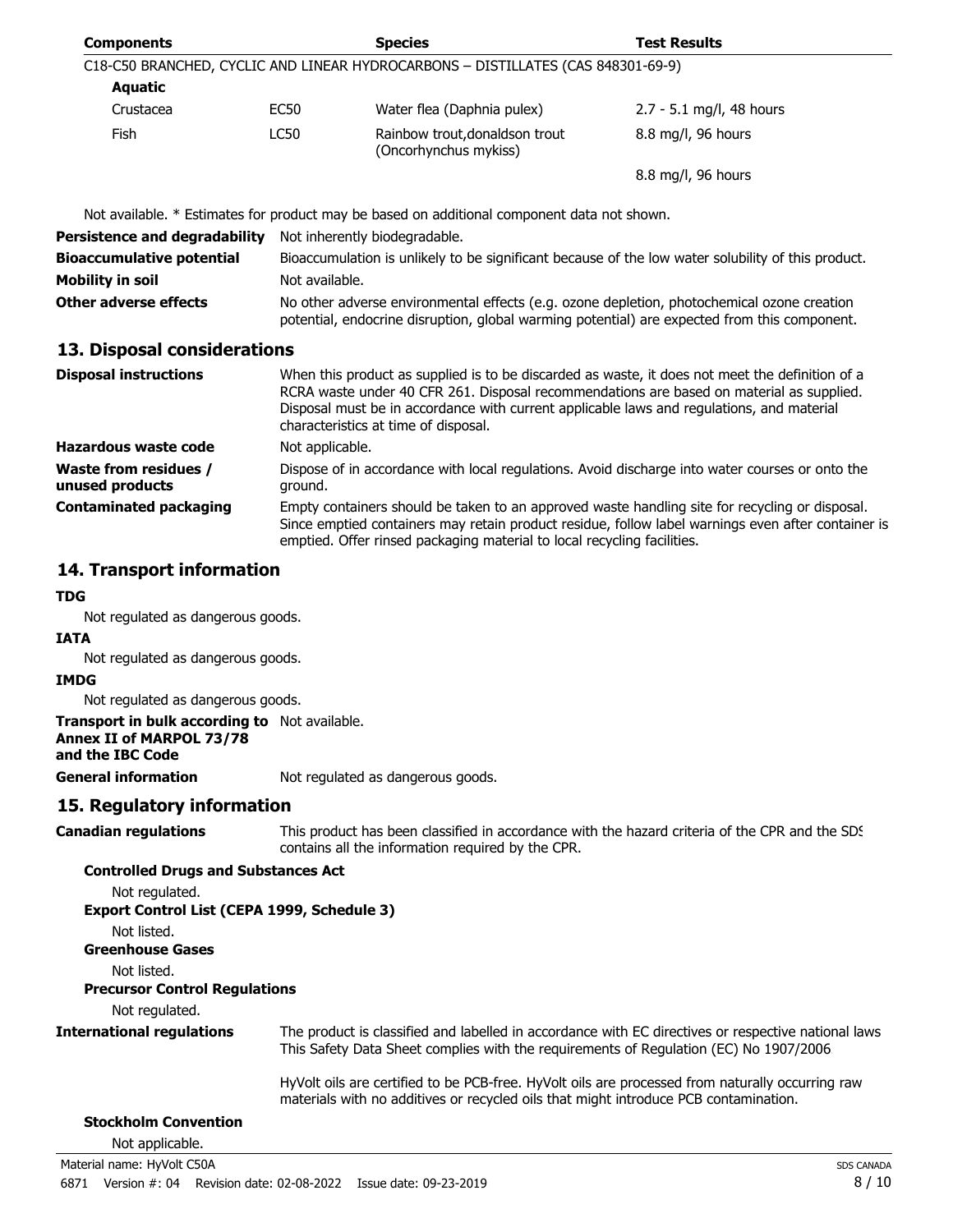| Components | | Species | Test Results |
| --- | --- | --- | --- |
| C18-C50 BRANCHED, CYCLIC AND LINEAR HYDROCARBONS – DISTILLATES (CAS 848301-69-9) | | | |
| **Aquatic** | | | |
| Crustacea | EC50 | Water flea (Daphnia pulex) | 2.7 - 5.1 mg/l, 48 hours |
| Fish | LC50 | Rainbow trout,donaldson trout (Oncorhynchus mykiss) | 8.8 mg/l, 96 hours |
| | | | 8.8 mg/l, 96 hours |

Not available. * Estimates for product may be based on additional component data not shown.

**Persistence and degradability** Not inherently biodegradable.

**Bioaccumulative potential** Bioaccumulation is unlikely to be significant because of the low water solubility of this product.

**Mobility in soil** Not available.

**Other adverse effects** No other adverse environmental effects (e.g. ozone depletion, photochemical ozone creation potential, endocrine disruption, global warming potential) are expected from this component.

## 13. Disposal considerations

**Disposal instructions** When this product as supplied is to be discarded as waste, it does not meet the definition of a RCRA waste under 40 CFR 261. Disposal recommendations are based on material as supplied. Disposal must be in accordance with current applicable laws and regulations, and material characteristics at time of disposal.

**Hazardous waste code** Not applicable.

**Waste from residues / unused products** Dispose of in accordance with local regulations. Avoid discharge into water courses or onto the ground.

**Contaminated packaging** Empty containers should be taken to an approved waste handling site for recycling or disposal. Since emptied containers may retain product residue, follow label warnings even after container is emptied. Offer rinsed packaging material to local recycling facilities.

## 14. Transport information

**TDG**

Not regulated as dangerous goods.

**IATA**

Not regulated as dangerous goods.

**IMDG**

Not regulated as dangerous goods.

**Transport in bulk according to Annex II of MARPOL 73/78 and the IBC Code** Not available.

**General information** Not regulated as dangerous goods.

## 15. Regulatory information

**Canadian regulations** This product has been classified in accordance with the hazard criteria of the CPR and the SDS contains all the information required by the CPR.

**Controlled Drugs and Substances Act**

Not regulated.

**Export Control List (CEPA 1999, Schedule 3)**

Not listed.

**Greenhouse Gases**

Not listed.

**Precursor Control Regulations**

Not regulated.

**International regulations** The product is classified and labelled in accordance with EC directives or respective national laws This Safety Data Sheet complies with the requirements of Regulation (EC) No 1907/2006

HyVolt oils are certified to be PCB-free. HyVolt oils are processed from naturally occurring raw materials with no additives or recycled oils that might introduce PCB contamination.

**Stockholm Convention**

Not applicable.

Material name: HyVolt C50A

6871 Version #: 04 Revision date: 02-08-2022 Issue date: 09-23-2019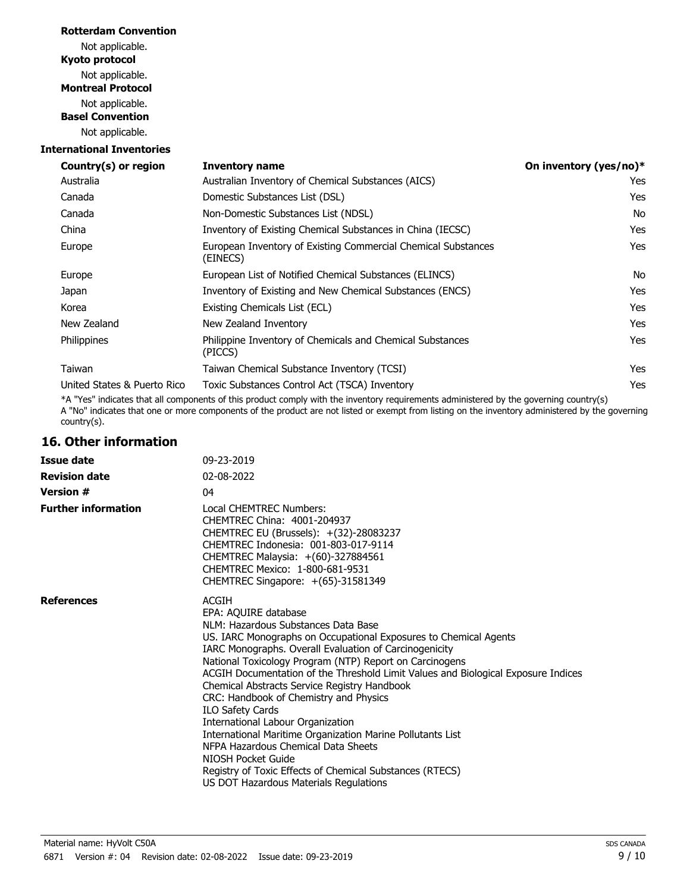**Rotterdam Convention**

Not applicable.

**Kyoto protocol**

Not applicable.

**Montreal Protocol**

Not applicable.

**Basel Convention**

Not applicable.

**International Inventories**

| Country(s) or region | Inventory name | On inventory (yes/no)* |
|---|---|---|
| Australia | Australian Inventory of Chemical Substances (AICS) | Yes |
| Canada | Domestic Substances List (DSL) | Yes |
| Canada | Non-Domestic Substances List (NDSL) | No |
| China | Inventory of Existing Chemical Substances in China (IECSC) | Yes |
| Europe | European Inventory of Existing Commercial Chemical Substances (EINECS) | Yes |
| Europe | European List of Notified Chemical Substances (ELINCS) | No |
| Japan | Inventory of Existing and New Chemical Substances (ENCS) | Yes |
| Korea | Existing Chemicals List (ECL) | Yes |
| New Zealand | New Zealand Inventory | Yes |
| Philippines | Philippine Inventory of Chemicals and Chemical Substances (PICCS) | Yes |
| Taiwan | Taiwan Chemical Substance Inventory (TCSI) | Yes |
| United States & Puerto Rico | Toxic Substances Control Act (TSCA) Inventory | Yes |

*A "Yes" indicates that all components of this product comply with the inventory requirements administered by the governing country(s)
A "No" indicates that one or more components of the product are not listed or exempt from listing on the inventory administered by the governing country(s).

## 16. Other information

**Issue date** 09-23-2019

**Revision date** 02-08-2022

**Version #** 04

**Further information**

Local CHEMTREC Numbers:
CHEMTREC China: 4001-204937
CHEMTREC EU (Brussels): +(32)-28083237
CHEMTREC Indonesia: 001-803-017-9114
CHEMTREC Malaysia: +(60)-327884561
CHEMTREC Mexico: 1-800-681-9531
CHEMTREC Singapore: +(65)-31581349

**References**

ACGIH
EPA: AQUIRE database
NLM: Hazardous Substances Data Base
US. IARC Monographs on Occupational Exposures to Chemical Agents
IARC Monographs. Overall Evaluation of Carcinogenicity
National Toxicology Program (NTP) Report on Carcinogens
ACGIH Documentation of the Threshold Limit Values and Biological Exposure Indices
Chemical Abstracts Service Registry Handbook
CRC: Handbook of Chemistry and Physics
ILO Safety Cards
International Labour Organization
International Maritime Organization Marine Pollutants List
NFPA Hazardous Chemical Data Sheets
NIOSH Pocket Guide
Registry of Toxic Effects of Chemical Substances (RTECS)
US DOT Hazardous Materials Regulations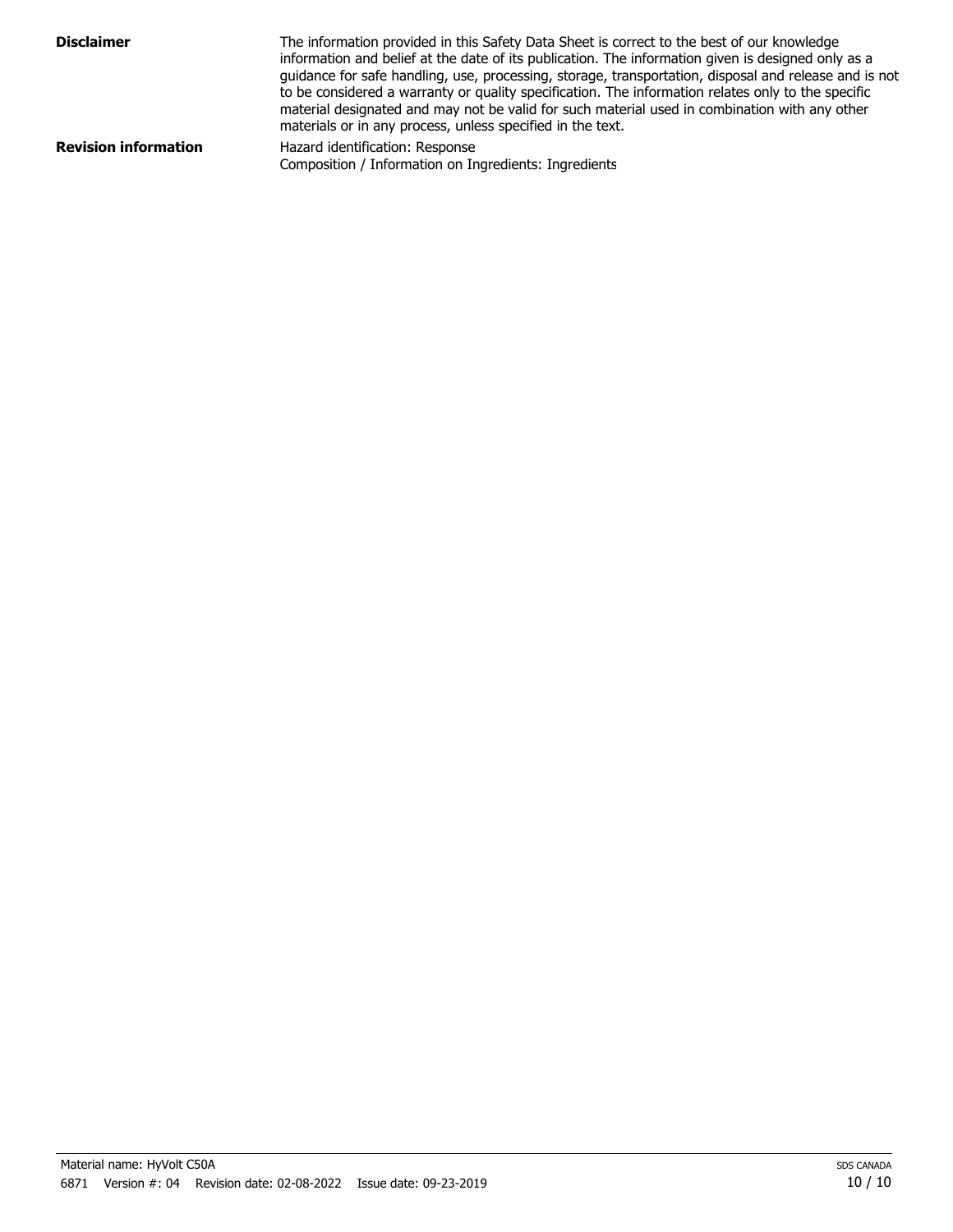**Disclaimer**

The information provided in this Safety Data Sheet is correct to the best of our knowledge information and belief at the date of its publication. The information given is designed only as a guidance for safe handling, use, processing, storage, transportation, disposal and release and is not to be considered a warranty or quality specification. The information relates only to the specific material designated and may not be valid for such material used in combination with any other materials or in any process, unless specified in the text.

**Revision information**

Hazard identification: Response
Composition / Information on Ingredients: Ingredients